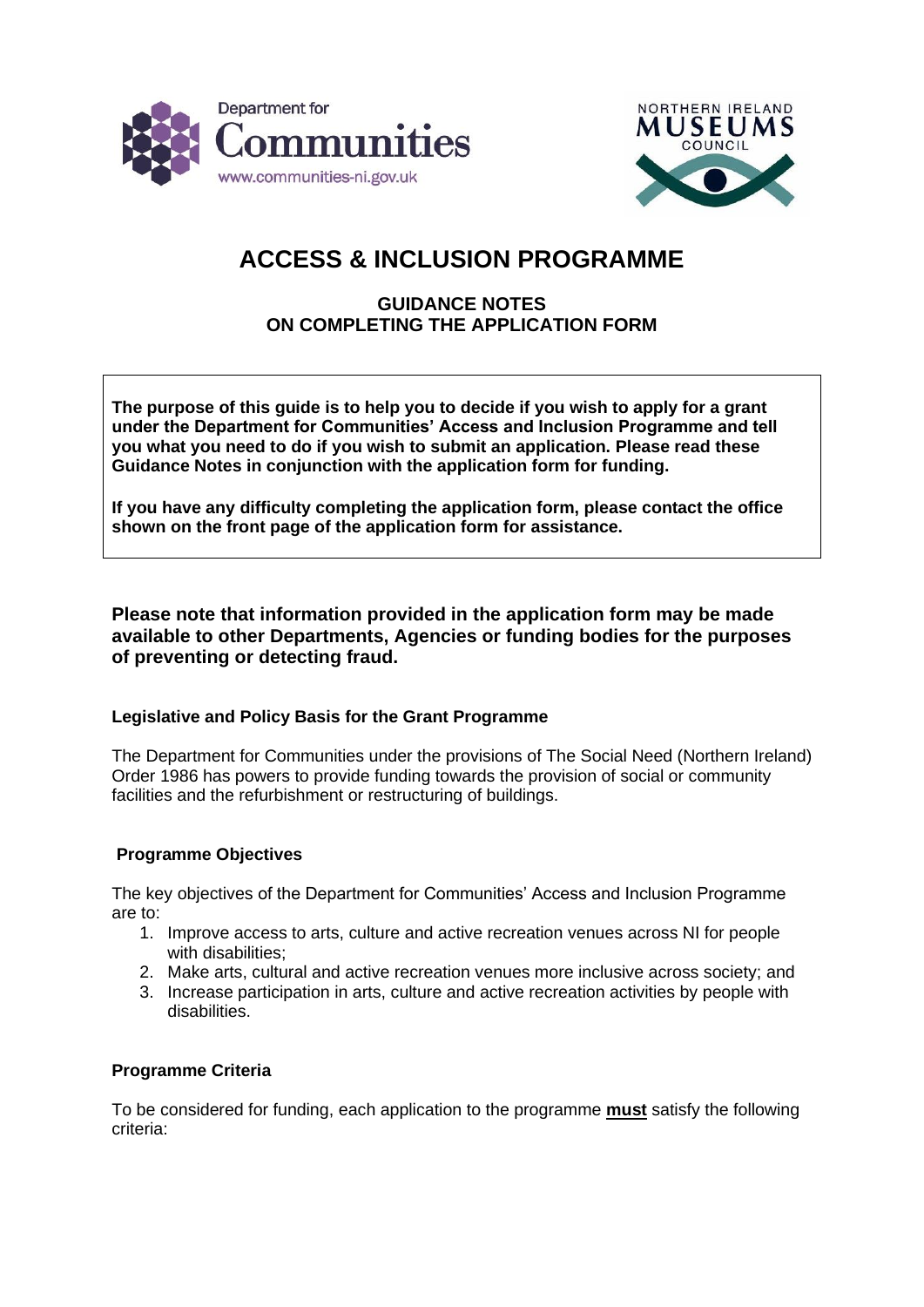# ACCESS & INCLUSION PROGRAMME

## GUIDANCE NOTES
## ON COMPLETING THE APPLICATION FORM

**The purpose of this guide is to help you to decide if you wish to apply for a grant under the Department for Communities' Access and Inclusion Programme and tell you what you need to do if you wish to submit an application. Please read these Guidance Notes in conjunction with the application form for funding.**

**If you have any difficulty completing the application form, please contact the office shown on the front page of the application form for assistance.**

**Please note that information provided in the application form may be made available to other Departments, Agencies or funding bodies for the purposes of preventing or detecting fraud.**

### Legislative and Policy Basis for the Grant Programme

The Department for Communities under the provisions of The Social Need (Northern Ireland) Order 1986 has powers to provide funding towards the provision of social or community facilities and the refurbishment or restructuring of buildings.

### Programme Objectives

The key objectives of the Department for Communities' Access and Inclusion Programme are to:

1. Improve access to arts, culture and active recreation venues across NI for people with disabilities;
2. Make arts, cultural and active recreation venues more inclusive across society; and
3. Increase participation in arts, culture and active recreation activities by people with disabilities.

### Programme Criteria

To be considered for funding, each application to the programme **must** satisfy the following criteria: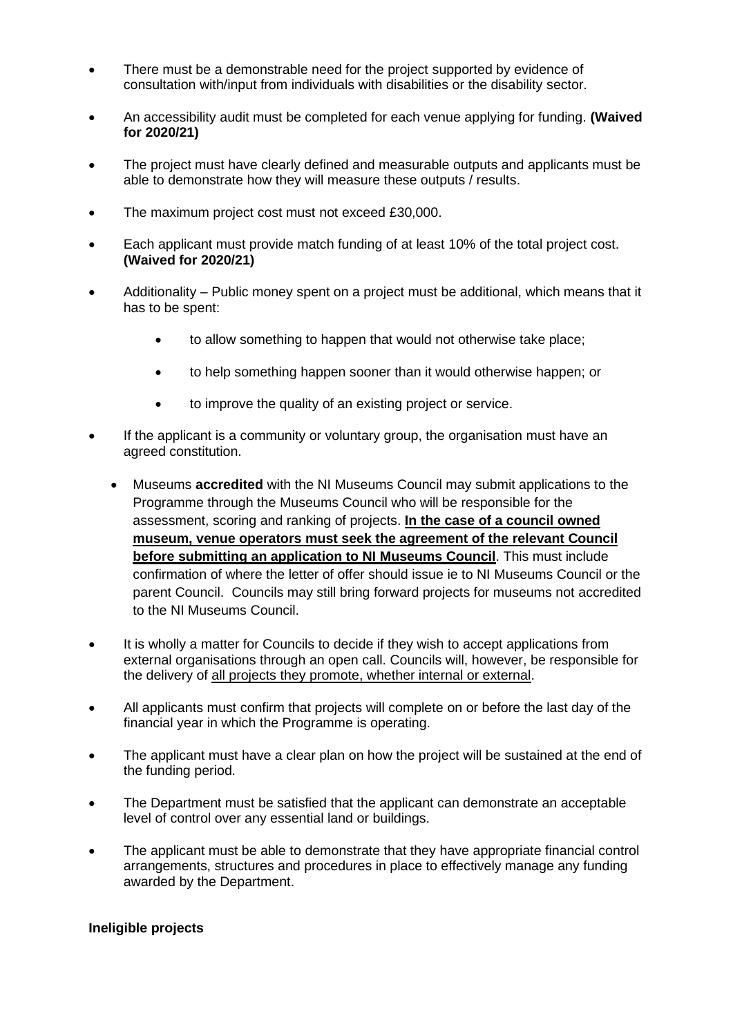- There must be a demonstrable need for the project supported by evidence of consultation with/input from individuals with disabilities or the disability sector.

- An accessibility audit must be completed for each venue applying for funding. **(Waived for 2020/21)**

- The project must have clearly defined and measurable outputs and applicants must be able to demonstrate how they will measure these outputs / results.

- The maximum project cost must not exceed £30,000.

- Each applicant must provide match funding of at least 10% of the total project cost. **(Waived for 2020/21)**

- Additionality – Public money spent on a project must be additional, which means that it has to be spent:

    - to allow something to happen that would not otherwise take place;

    - to help something happen sooner than it would otherwise happen; or

    - to improve the quality of an existing project or service.

- If the applicant is a community or voluntary group, the organisation must have an agreed constitution.

    - Museums **accredited** with the NI Museums Council may submit applications to the Programme through the Museums Council who will be responsible for the assessment, scoring and ranking of projects. **In the case of a council owned museum, venue operators must seek the agreement of the relevant Council before submitting an application to NI Museums Council**. This must include confirmation of where the letter of offer should issue ie to NI Museums Council or the parent Council. Councils may still bring forward projects for museums not accredited to the NI Museums Council.

- It is wholly a matter for Councils to decide if they wish to accept applications from external organisations through an open call. Councils will, however, be responsible for the delivery of all projects they promote, whether internal or external.

- All applicants must confirm that projects will complete on or before the last day of the financial year in which the Programme is operating.

- The applicant must have a clear plan on how the project will be sustained at the end of the funding period.

- The Department must be satisfied that the applicant can demonstrate an acceptable level of control over any essential land or buildings.

- The applicant must be able to demonstrate that they have appropriate financial control arrangements, structures and procedures in place to effectively manage any funding awarded by the Department.

**Ineligible projects**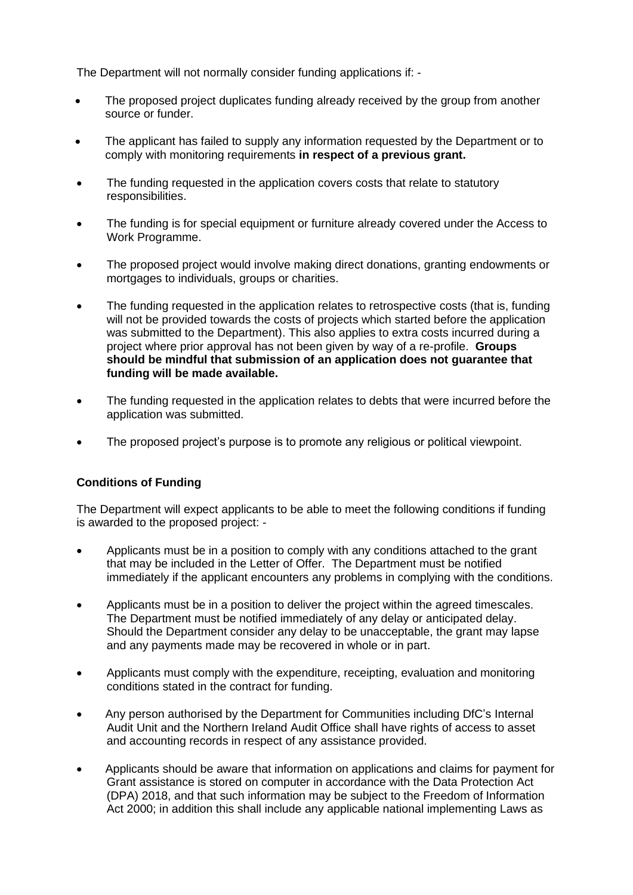The Department will not normally consider funding applications if: -

- The proposed project duplicates funding already received by the group from another source or funder.
- The applicant has failed to supply any information requested by the Department or to comply with monitoring requirements **in respect of a previous grant.**
- The funding requested in the application covers costs that relate to statutory responsibilities.
- The funding is for special equipment or furniture already covered under the Access to Work Programme.
- The proposed project would involve making direct donations, granting endowments or mortgages to individuals, groups or charities.
- The funding requested in the application relates to retrospective costs (that is, funding will not be provided towards the costs of projects which started before the application was submitted to the Department). This also applies to extra costs incurred during a project where prior approval has not been given by way of a re-profile. **Groups should be mindful that submission of an application does not guarantee that funding will be made available.**
- The funding requested in the application relates to debts that were incurred before the application was submitted.
- The proposed project's purpose is to promote any religious or political viewpoint.

**Conditions of Funding**

The Department will expect applicants to be able to meet the following conditions if funding is awarded to the proposed project: -

- Applicants must be in a position to comply with any conditions attached to the grant that may be included in the Letter of Offer. The Department must be notified immediately if the applicant encounters any problems in complying with the conditions.
- Applicants must be in a position to deliver the project within the agreed timescales. The Department must be notified immediately of any delay or anticipated delay. Should the Department consider any delay to be unacceptable, the grant may lapse and any payments made may be recovered in whole or in part.
- Applicants must comply with the expenditure, receipting, evaluation and monitoring conditions stated in the contract for funding.
- Any person authorised by the Department for Communities including DfC's Internal Audit Unit and the Northern Ireland Audit Office shall have rights of access to asset and accounting records in respect of any assistance provided.
- Applicants should be aware that information on applications and claims for payment for Grant assistance is stored on computer in accordance with the Data Protection Act (DPA) 2018, and that such information may be subject to the Freedom of Information Act 2000; in addition this shall include any applicable national implementing Laws as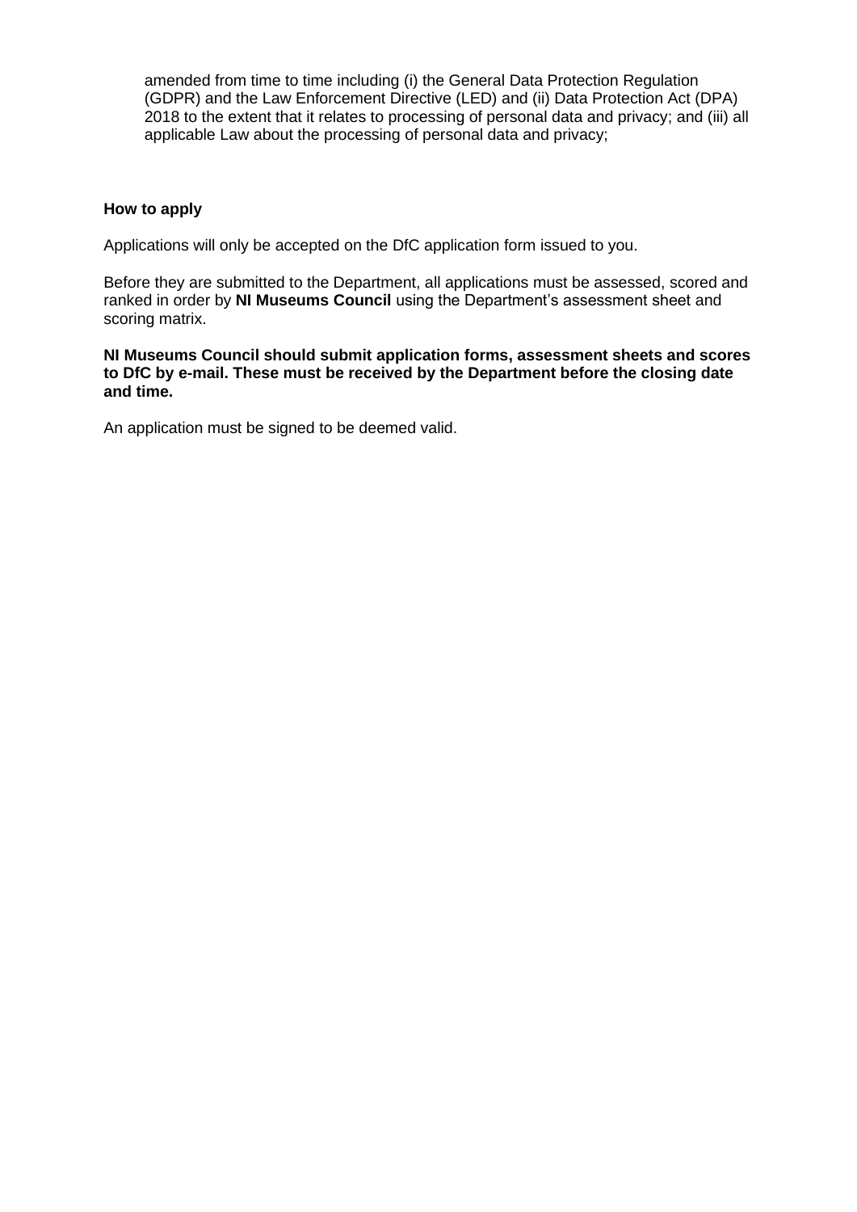amended from time to time including (i) the General Data Protection Regulation (GDPR) and the Law Enforcement Directive (LED) and (ii) Data Protection Act (DPA) 2018 to the extent that it relates to processing of personal data and privacy; and (iii) all applicable Law about the processing of personal data and privacy;

**How to apply**

Applications will only be accepted on the DfC application form issued to you.

Before they are submitted to the Department, all applications must be assessed, scored and ranked in order by **NI Museums Council** using the Department's assessment sheet and scoring matrix.

**NI Museums Council should submit application forms, assessment sheets and scores to DfC by e-mail. These must be received by the Department before the closing date and time.**

An application must be signed to be deemed valid.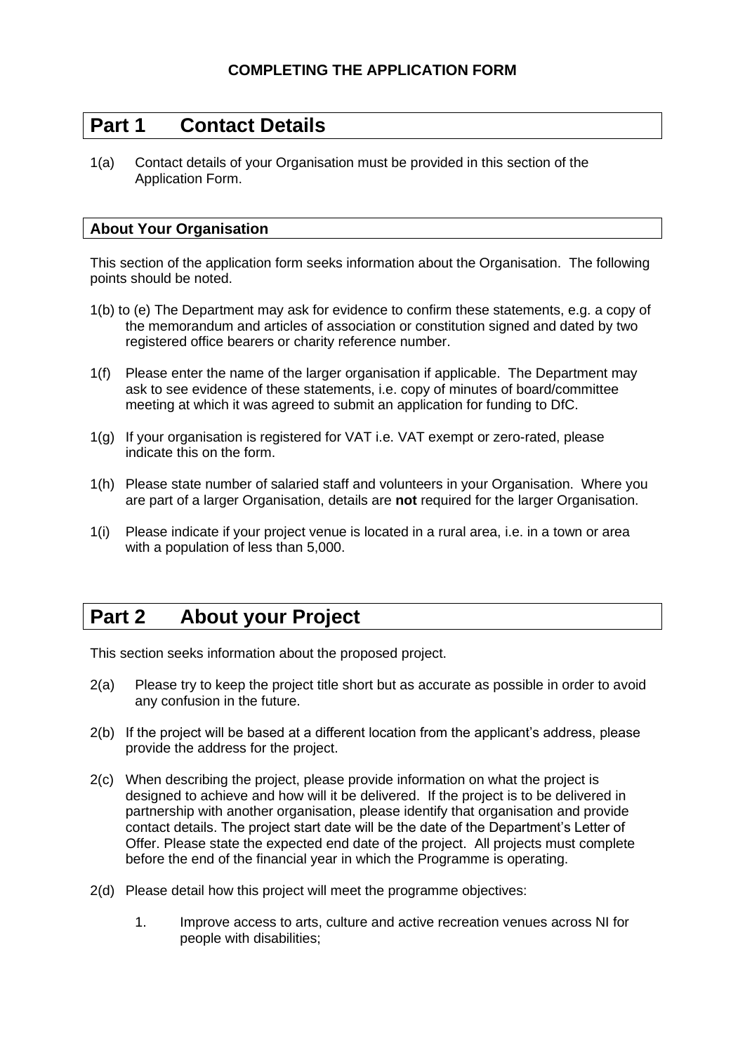**COMPLETING THE APPLICATION FORM**

## Part 1 Contact Details

1(a) Contact details of your Organisation must be provided in this section of the Application Form.

### About Your Organisation

This section of the application form seeks information about the Organisation. The following points should be noted.

1(b) to (e) The Department may ask for evidence to confirm these statements, e.g. a copy of the memorandum and articles of association or constitution signed and dated by two registered office bearers or charity reference number.

1(f) Please enter the name of the larger organisation if applicable. The Department may ask to see evidence of these statements, i.e. copy of minutes of board/committee meeting at which it was agreed to submit an application for funding to DfC.

1(g) If your organisation is registered for VAT i.e. VAT exempt or zero-rated, please indicate this on the form.

1(h) Please state number of salaried staff and volunteers in your Organisation. Where you are part of a larger Organisation, details are **not** required for the larger Organisation.

1(i) Please indicate if your project venue is located in a rural area, i.e. in a town or area with a population of less than 5,000.

## Part 2 About your Project

This section seeks information about the proposed project.

2(a) Please try to keep the project title short but as accurate as possible in order to avoid any confusion in the future.

2(b) If the project will be based at a different location from the applicant's address, please provide the address for the project.

2(c) When describing the project, please provide information on what the project is designed to achieve and how will it be delivered. If the project is to be delivered in partnership with another organisation, please identify that organisation and provide contact details. The project start date will be the date of the Department's Letter of Offer. Please state the expected end date of the project. All projects must complete before the end of the financial year in which the Programme is operating.

2(d) Please detail how this project will meet the programme objectives:

1. Improve access to arts, culture and active recreation venues across NI for people with disabilities;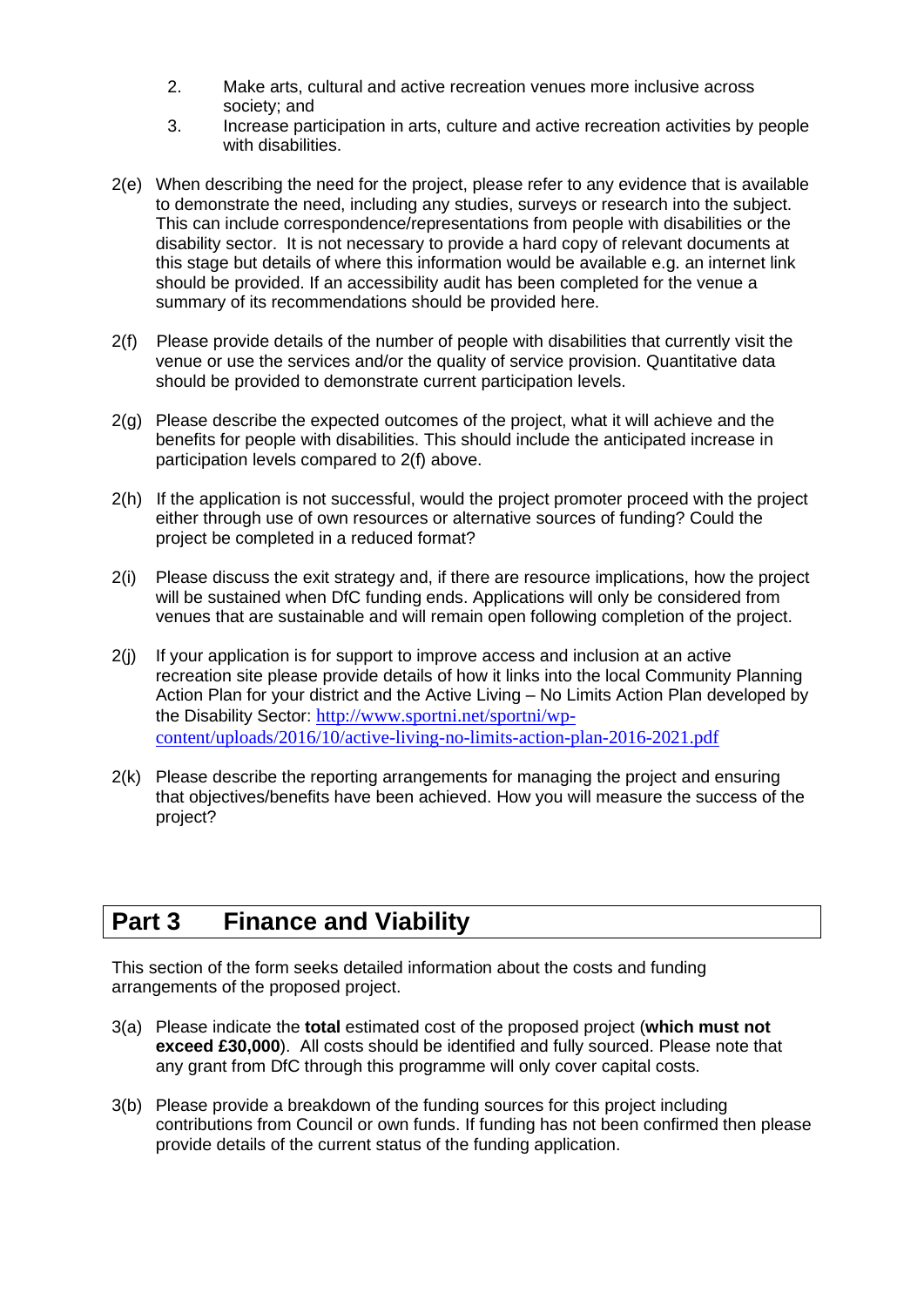2. Make arts, cultural and active recreation venues more inclusive across society; and
3. Increase participation in arts, culture and active recreation activities by people with disabilities.

2(e) When describing the need for the project, please refer to any evidence that is available to demonstrate the need, including any studies, surveys or research into the subject. This can include correspondence/representations from people with disabilities or the disability sector. It is not necessary to provide a hard copy of relevant documents at this stage but details of where this information would be available e.g. an internet link should be provided. If an accessibility audit has been completed for the venue a summary of its recommendations should be provided here.

2(f) Please provide details of the number of people with disabilities that currently visit the venue or use the services and/or the quality of service provision. Quantitative data should be provided to demonstrate current participation levels.

2(g) Please describe the expected outcomes of the project, what it will achieve and the benefits for people with disabilities. This should include the anticipated increase in participation levels compared to 2(f) above.

2(h) If the application is not successful, would the project promoter proceed with the project either through use of own resources or alternative sources of funding? Could the project be completed in a reduced format?

2(i) Please discuss the exit strategy and, if there are resource implications, how the project will be sustained when DfC funding ends. Applications will only be considered from venues that are sustainable and will remain open following completion of the project.

2(j) If your application is for support to improve access and inclusion at an active recreation site please provide details of how it links into the local Community Planning Action Plan for your district and the Active Living – No Limits Action Plan developed by the Disability Sector: http://www.sportni.net/sportni/wp-content/uploads/2016/10/active-living-no-limits-action-plan-2016-2021.pdf

2(k) Please describe the reporting arrangements for managing the project and ensuring that objectives/benefits have been achieved. How you will measure the success of the project?

## Part 3 Finance and Viability

This section of the form seeks detailed information about the costs and funding arrangements of the proposed project.

3(a) Please indicate the **total** estimated cost of the proposed project (**which must not exceed £30,000**). All costs should be identified and fully sourced. Please note that any grant from DfC through this programme will only cover capital costs.

3(b) Please provide a breakdown of the funding sources for this project including contributions from Council or own funds. If funding has not been confirmed then please provide details of the current status of the funding application.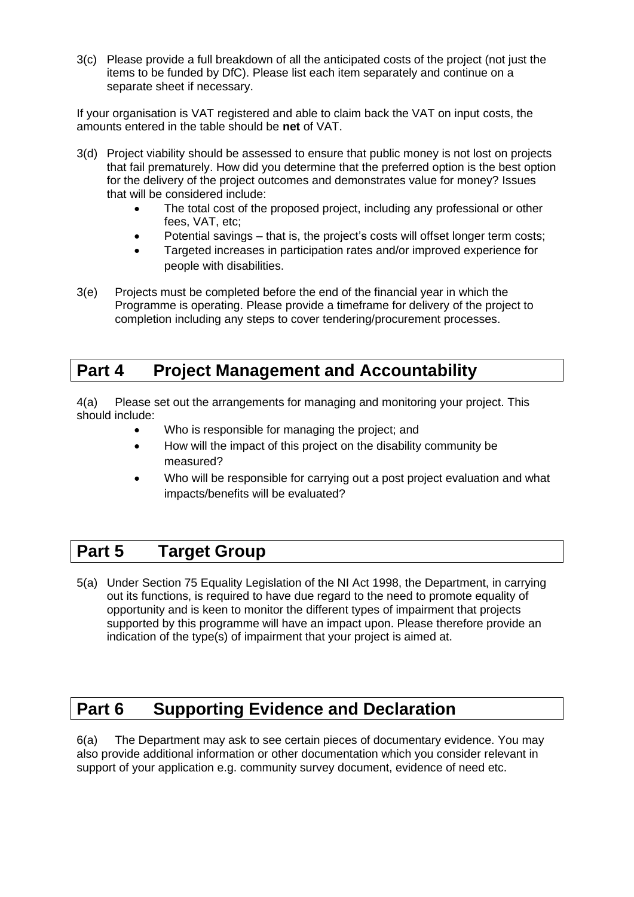3(c) Please provide a full breakdown of all the anticipated costs of the project (not just the items to be funded by DfC). Please list each item separately and continue on a separate sheet if necessary.

If your organisation is VAT registered and able to claim back the VAT on input costs, the amounts entered in the table should be **net** of VAT.

3(d) Project viability should be assessed to ensure that public money is not lost on projects that fail prematurely. How did you determine that the preferred option is the best option for the delivery of the project outcomes and demonstrates value for money? Issues that will be considered include:

- The total cost of the proposed project, including any professional or other fees, VAT, etc;
- Potential savings – that is, the project's costs will offset longer term costs;
- Targeted increases in participation rates and/or improved experience for people with disabilities.

3(e) Projects must be completed before the end of the financial year in which the Programme is operating. Please provide a timeframe for delivery of the project to completion including any steps to cover tendering/procurement processes.

## Part 4 Project Management and Accountability

4(a) Please set out the arrangements for managing and monitoring your project. This should include:

- Who is responsible for managing the project; and
- How will the impact of this project on the disability community be measured?
- Who will be responsible for carrying out a post project evaluation and what impacts/benefits will be evaluated?

## Part 5 Target Group

5(a) Under Section 75 Equality Legislation of the NI Act 1998, the Department, in carrying out its functions, is required to have due regard to the need to promote equality of opportunity and is keen to monitor the different types of impairment that projects supported by this programme will have an impact upon. Please therefore provide an indication of the type(s) of impairment that your project is aimed at.

## Part 6 Supporting Evidence and Declaration

6(a) The Department may ask to see certain pieces of documentary evidence. You may also provide additional information or other documentation which you consider relevant in support of your application e.g. community survey document, evidence of need etc.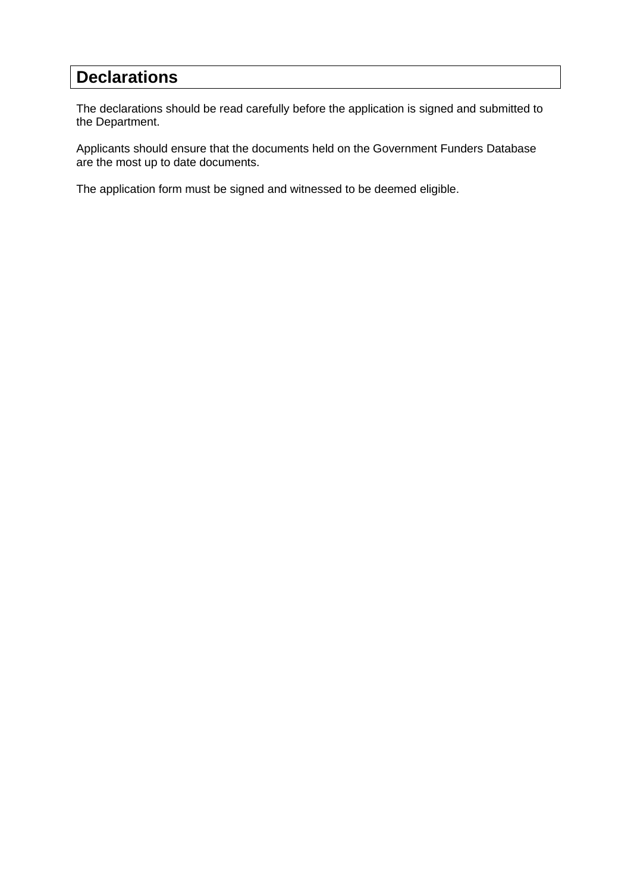## Declarations

The declarations should be read carefully before the application is signed and submitted to the Department.

Applicants should ensure that the documents held on the Government Funders Database are the most up to date documents.

The application form must be signed and witnessed to be deemed eligible.